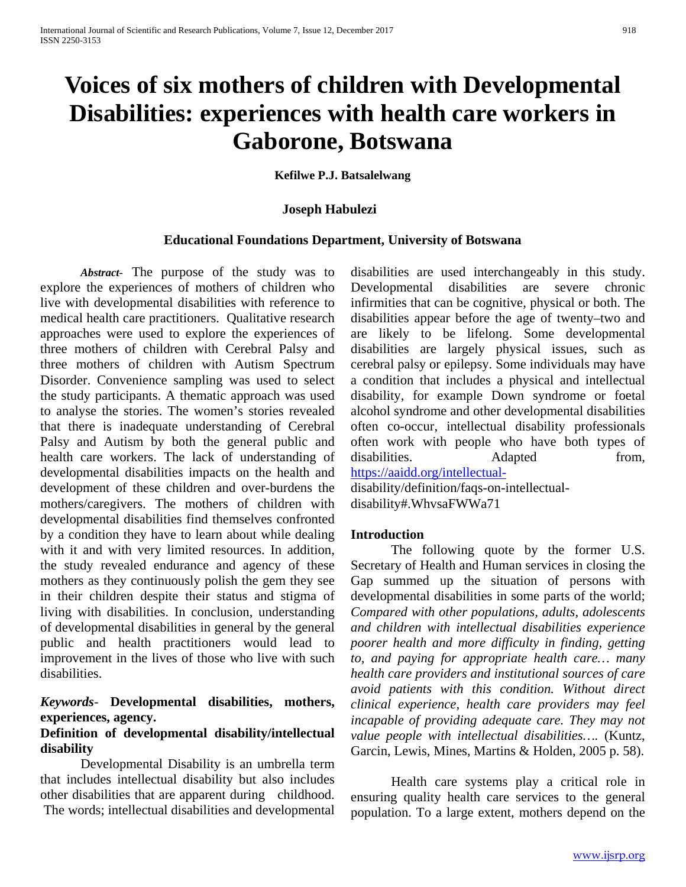# Voices of six mothers of children with Developmental Disabilities: experiences with health care workers in Gaborone, Botswana

**Kefilwe P.J. Batsalelwang**

**Joseph Habulezi**

**Educational Foundations Department, University of Botswana**

***Abstract*-** The purpose of the study was to explore the experiences of mothers of children who live with developmental disabilities with reference to medical health care practitioners. Qualitative research approaches were used to explore the experiences of three mothers of children with Cerebral Palsy and three mothers of children with Autism Spectrum Disorder. Convenience sampling was used to select the study participants. A thematic approach was used to analyse the stories. The women's stories revealed that there is inadequate understanding of Cerebral Palsy and Autism by both the general public and health care workers. The lack of understanding of developmental disabilities impacts on the health and development of these children and over-burdens the mothers/caregivers. The mothers of children with developmental disabilities find themselves confronted by a condition they have to learn about while dealing with it and with very limited resources. In addition, the study revealed endurance and agency of these mothers as they continuously polish the gem they see in their children despite their status and stigma of living with disabilities. In conclusion, understanding of developmental disabilities in general by the general public and health practitioners would lead to improvement in the lives of those who live with such disabilities.

***Keywords*- Developmental disabilities, mothers, experiences, agency.**

**Definition of developmental disability/intellectual disability**

Developmental Disability is an umbrella term that includes intellectual disability but also includes other disabilities that are apparent during childhood. The words; intellectual disabilities and developmental disabilities are used interchangeably in this study. Developmental disabilities are severe chronic infirmities that can be cognitive, physical or both. The disabilities appear before the age of twenty–two and are likely to be lifelong. Some developmental disabilities are largely physical issues, such as cerebral palsy or epilepsy. Some individuals may have a condition that includes a physical and intellectual disability, for example Down syndrome or foetal alcohol syndrome and other developmental disabilities often co-occur, intellectual disability professionals often work with people who have both types of disabilities. Adapted from, https://aaidd.org/intellectual-disability/definition/faqs-on-intellectual-disability#.WhvsaFWWa71

## Introduction

The following quote by the former U.S. Secretary of Health and Human services in closing the Gap summed up the situation of persons with developmental disabilities in some parts of the world; *Compared with other populations, adults, adolescents and children with intellectual disabilities experience poorer health and more difficulty in finding, getting to, and paying for appropriate health care… many health care providers and institutional sources of care avoid patients with this condition. Without direct clinical experience, health care providers may feel incapable of providing adequate care. They may not value people with intellectual disabilities….* (Kuntz, Garcin, Lewis, Mines, Martins & Holden, 2005 p. 58).

Health care systems play a critical role in ensuring quality health care services to the general population. To a large extent, mothers depend on the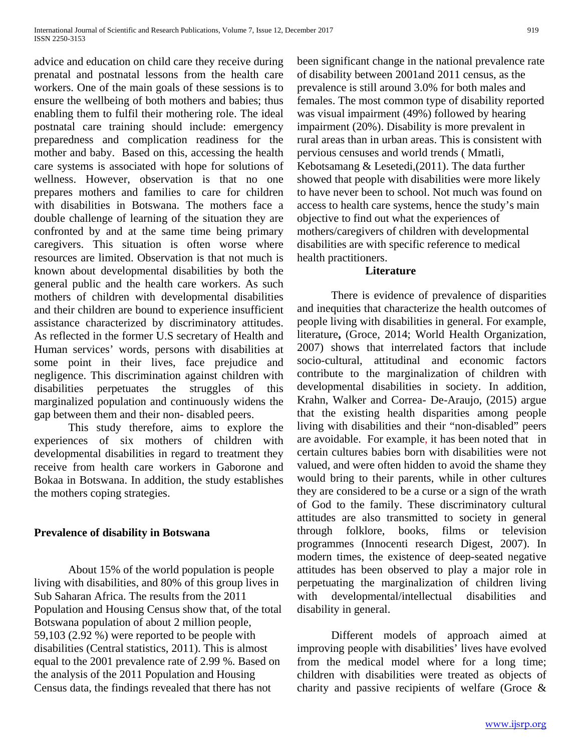advice and education on child care they receive during prenatal and postnatal lessons from the health care workers. One of the main goals of these sessions is to ensure the wellbeing of both mothers and babies; thus enabling them to fulfil their mothering role. The ideal postnatal care training should include: emergency preparedness and complication readiness for the mother and baby. Based on this, accessing the health care systems is associated with hope for solutions of wellness. However, observation is that no one prepares mothers and families to care for children with disabilities in Botswana. The mothers face a double challenge of learning of the situation they are confronted by and at the same time being primary caregivers. This situation is often worse where resources are limited. Observation is that not much is known about developmental disabilities by both the general public and the health care workers. As such mothers of children with developmental disabilities and their children are bound to experience insufficient assistance characterized by discriminatory attitudes. As reflected in the former U.S secretary of Health and Human services' words, persons with disabilities at some point in their lives, face prejudice and negligence. This discrimination against children with disabilities perpetuates the struggles of this marginalized population and continuously widens the gap between them and their non- disabled peers.

This study therefore, aims to explore the experiences of six mothers of children with developmental disabilities in regard to treatment they receive from health care workers in Gaborone and Bokaa in Botswana. In addition, the study establishes the mothers coping strategies.

## Prevalence of disability in Botswana

About 15% of the world population is people living with disabilities, and 80% of this group lives in Sub Saharan Africa. The results from the 2011 Population and Housing Census show that, of the total Botswana population of about 2 million people, 59,103 (2.92 %) were reported to be people with disabilities (Central statistics, 2011). This is almost equal to the 2001 prevalence rate of 2.99 %. Based on the analysis of the 2011 Population and Housing Census data, the findings revealed that there has not been significant change in the national prevalence rate of disability between 2001and 2011 census, as the prevalence is still around 3.0% for both males and females. The most common type of disability reported was visual impairment (49%) followed by hearing impairment (20%). Disability is more prevalent in rural areas than in urban areas. This is consistent with pervious censuses and world trends ( Mmatli, Kebotsamang & Lesetedi,(2011). The data further showed that people with disabilities were more likely to have never been to school. Not much was found on access to health care systems, hence the study's main objective to find out what the experiences of mothers/caregivers of children with developmental disabilities are with specific reference to medical health practitioners.

## Literature

There is evidence of prevalence of disparities and inequities that characterize the health outcomes of people living with disabilities in general. For example, literature**,** (Groce, 2014; World Health Organization, 2007) shows that interrelated factors that include socio-cultural, attitudinal and economic factors contribute to the marginalization of children with developmental disabilities in society. In addition, Krahn, Walker and Correa- De-Araujo, (2015) argue that the existing health disparities among people living with disabilities and their "non-disabled" peers are avoidable. For example, it has been noted that in certain cultures babies born with disabilities were not valued, and were often hidden to avoid the shame they would bring to their parents, while in other cultures they are considered to be a curse or a sign of the wrath of God to the family. These discriminatory cultural attitudes are also transmitted to society in general through folklore, books, films or television programmes (Innocenti research Digest, 2007). In modern times, the existence of deep-seated negative attitudes has been observed to play a major role in perpetuating the marginalization of children living with developmental/intellectual disabilities and disability in general.

Different models of approach aimed at improving people with disabilities' lives have evolved from the medical model where for a long time; children with disabilities were treated as objects of charity and passive recipients of welfare (Groce &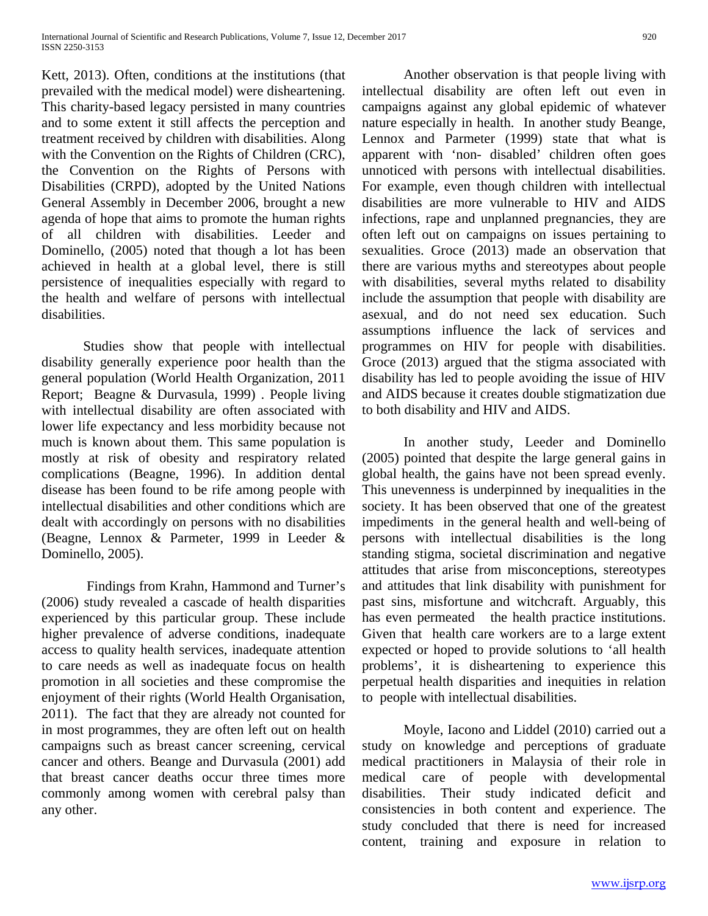Kett, 2013). Often, conditions at the institutions (that prevailed with the medical model) were disheartening. This charity-based legacy persisted in many countries and to some extent it still affects the perception and treatment received by children with disabilities. Along with the Convention on the Rights of Children (CRC), the Convention on the Rights of Persons with Disabilities (CRPD), adopted by the United Nations General Assembly in December 2006, brought a new agenda of hope that aims to promote the human rights of all children with disabilities. Leeder and Dominello, (2005) noted that though a lot has been achieved in health at a global level, there is still persistence of inequalities especially with regard to the health and welfare of persons with intellectual disabilities.

Studies show that people with intellectual disability generally experience poor health than the general population (World Health Organization, 2011 Report; Beagne & Durvasula, 1999) . People living with intellectual disability are often associated with lower life expectancy and less morbidity because not much is known about them. This same population is mostly at risk of obesity and respiratory related complications (Beagne, 1996). In addition dental disease has been found to be rife among people with intellectual disabilities and other conditions which are dealt with accordingly on persons with no disabilities (Beagne, Lennox & Parmeter, 1999 in Leeder & Dominello, 2005).

Findings from Krahn, Hammond and Turner's (2006) study revealed a cascade of health disparities experienced by this particular group. These include higher prevalence of adverse conditions, inadequate access to quality health services, inadequate attention to care needs as well as inadequate focus on health promotion in all societies and these compromise the enjoyment of their rights (World Health Organisation, 2011). The fact that they are already not counted for in most programmes, they are often left out on health campaigns such as breast cancer screening, cervical cancer and others. Beange and Durvasula (2001) add that breast cancer deaths occur three times more commonly among women with cerebral palsy than any other.

Another observation is that people living with intellectual disability are often left out even in campaigns against any global epidemic of whatever nature especially in health. In another study Beange, Lennox and Parmeter (1999) state that what is apparent with 'non- disabled' children often goes unnoticed with persons with intellectual disabilities. For example, even though children with intellectual disabilities are more vulnerable to HIV and AIDS infections, rape and unplanned pregnancies, they are often left out on campaigns on issues pertaining to sexualities. Groce (2013) made an observation that there are various myths and stereotypes about people with disabilities, several myths related to disability include the assumption that people with disability are asexual, and do not need sex education. Such assumptions influence the lack of services and programmes on HIV for people with disabilities. Groce (2013) argued that the stigma associated with disability has led to people avoiding the issue of HIV and AIDS because it creates double stigmatization due to both disability and HIV and AIDS.

In another study, Leeder and Dominello (2005) pointed that despite the large general gains in global health, the gains have not been spread evenly. This unevenness is underpinned by inequalities in the society. It has been observed that one of the greatest impediments in the general health and well-being of persons with intellectual disabilities is the long standing stigma, societal discrimination and negative attitudes that arise from misconceptions, stereotypes and attitudes that link disability with punishment for past sins, misfortune and witchcraft. Arguably, this has even permeated the health practice institutions. Given that health care workers are to a large extent expected or hoped to provide solutions to 'all health problems', it is disheartening to experience this perpetual health disparities and inequities in relation to people with intellectual disabilities.

Moyle, Iacono and Liddel (2010) carried out a study on knowledge and perceptions of graduate medical practitioners in Malaysia of their role in medical care of people with developmental disabilities. Their study indicated deficit and consistencies in both content and experience. The study concluded that there is need for increased content, training and exposure in relation to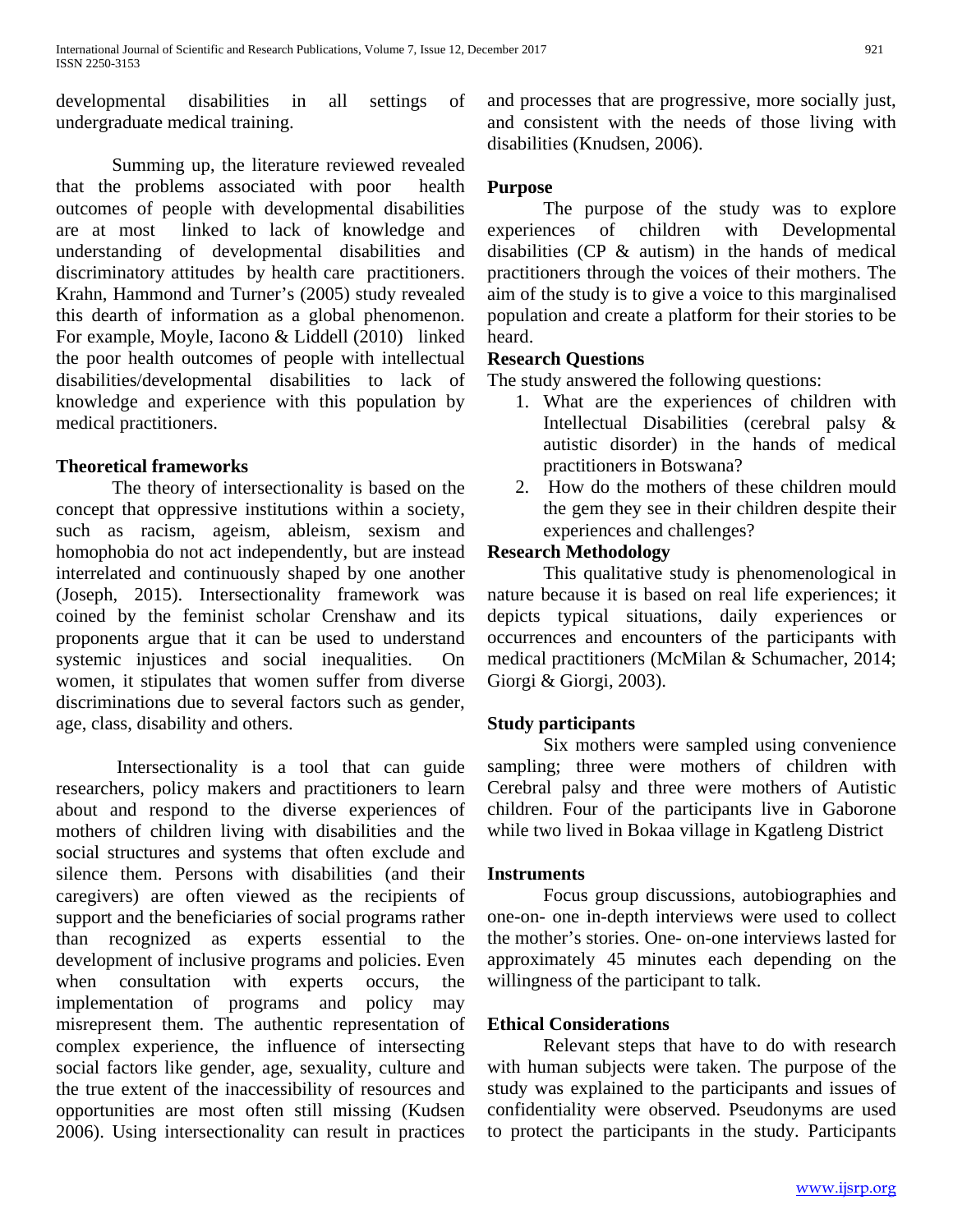developmental disabilities in all settings of undergraduate medical training.

Summing up, the literature reviewed revealed that the problems associated with poor health outcomes of people with developmental disabilities are at most linked to lack of knowledge and understanding of developmental disabilities and discriminatory attitudes by health care practitioners. Krahn, Hammond and Turner's (2005) study revealed this dearth of information as a global phenomenon. For example, Moyle, Iacono & Liddell (2010) linked the poor health outcomes of people with intellectual disabilities/developmental disabilities to lack of knowledge and experience with this population by medical practitioners.

## Theoretical frameworks

The theory of intersectionality is based on the concept that oppressive institutions within a society, such as racism, ageism, ableism, sexism and homophobia do not act independently, but are instead interrelated and continuously shaped by one another (Joseph, 2015). Intersectionality framework was coined by the feminist scholar Crenshaw and its proponents argue that it can be used to understand systemic injustices and social inequalities. On women, it stipulates that women suffer from diverse discriminations due to several factors such as gender, age, class, disability and others.

Intersectionality is a tool that can guide researchers, policy makers and practitioners to learn about and respond to the diverse experiences of mothers of children living with disabilities and the social structures and systems that often exclude and silence them. Persons with disabilities (and their caregivers) are often viewed as the recipients of support and the beneficiaries of social programs rather than recognized as experts essential to the development of inclusive programs and policies. Even when consultation with experts occurs, the implementation of programs and policy may misrepresent them. The authentic representation of complex experience, the influence of intersecting social factors like gender, age, sexuality, culture and the true extent of the inaccessibility of resources and opportunities are most often still missing (Kudsen 2006). Using intersectionality can result in practices and processes that are progressive, more socially just, and consistent with the needs of those living with disabilities (Knudsen, 2006).

## Purpose

The purpose of the study was to explore experiences of children with Developmental disabilities (CP & autism) in the hands of medical practitioners through the voices of their mothers. The aim of the study is to give a voice to this marginalised population and create a platform for their stories to be heard.

## Research Questions

The study answered the following questions:

1. What are the experiences of children with Intellectual Disabilities (cerebral palsy & autistic disorder) in the hands of medical practitioners in Botswana?
2. How do the mothers of these children mould the gem they see in their children despite their experiences and challenges?

## Research Methodology

This qualitative study is phenomenological in nature because it is based on real life experiences; it depicts typical situations, daily experiences or occurrences and encounters of the participants with medical practitioners (McMilan & Schumacher, 2014; Giorgi & Giorgi, 2003).

## Study participants

Six mothers were sampled using convenience sampling; three were mothers of children with Cerebral palsy and three were mothers of Autistic children. Four of the participants live in Gaborone while two lived in Bokaa village in Kgatleng District

## Instruments

Focus group discussions, autobiographies and one-on- one in-depth interviews were used to collect the mother's stories. One- on-one interviews lasted for approximately 45 minutes each depending on the willingness of the participant to talk.

## Ethical Considerations

Relevant steps that have to do with research with human subjects were taken. The purpose of the study was explained to the participants and issues of confidentiality were observed. Pseudonyms are used to protect the participants in the study. Participants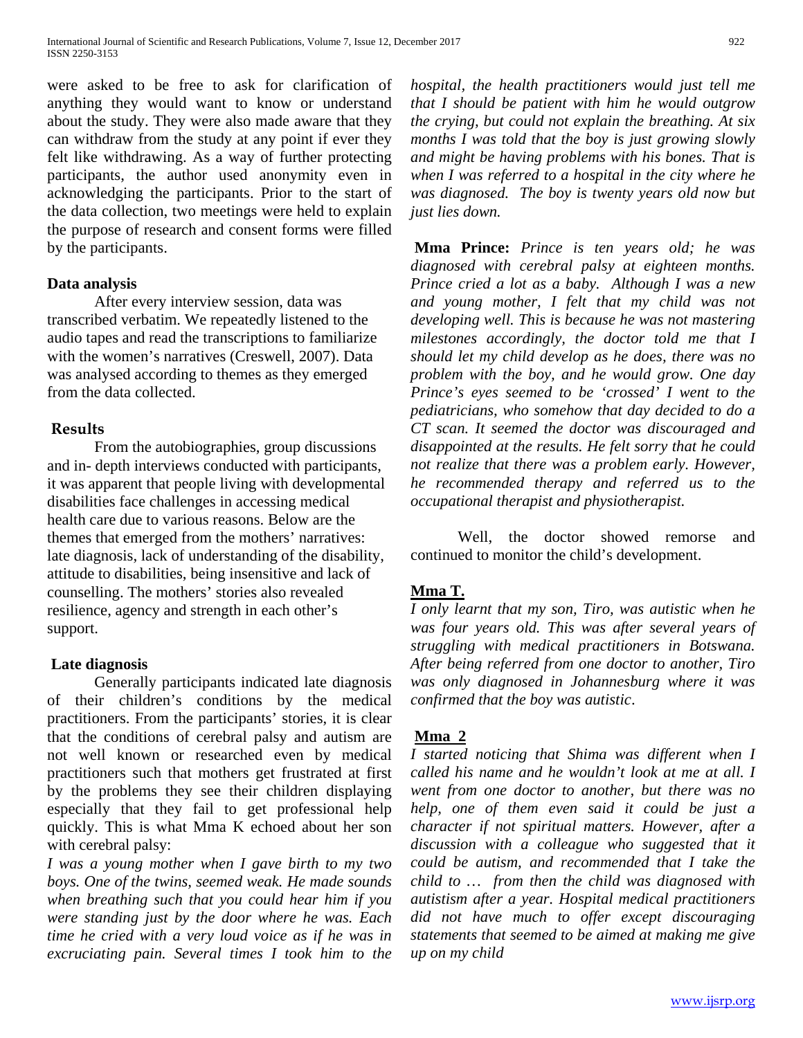were asked to be free to ask for clarification of anything they would want to know or understand about the study. They were also made aware that they can withdraw from the study at any point if ever they felt like withdrawing. As a way of further protecting participants, the author used anonymity even in acknowledging the participants. Prior to the start of the data collection, two meetings were held to explain the purpose of research and consent forms were filled by the participants.

### Data analysis

After every interview session, data was transcribed verbatim. We repeatedly listened to the audio tapes and read the transcriptions to familiarize with the women's narratives (Creswell, 2007). Data was analysed according to themes as they emerged from the data collected.

## Results

From the autobiographies, group discussions and in- depth interviews conducted with participants, it was apparent that people living with developmental disabilities face challenges in accessing medical health care due to various reasons. Below are the themes that emerged from the mothers' narratives: late diagnosis, lack of understanding of the disability, attitude to disabilities, being insensitive and lack of counselling. The mothers' stories also revealed resilience, agency and strength in each other's support.

### Late diagnosis

Generally participants indicated late diagnosis of their children's conditions by the medical practitioners. From the participants' stories, it is clear that the conditions of cerebral palsy and autism are not well known or researched even by medical practitioners such that mothers get frustrated at first by the problems they see their children displaying especially that they fail to get professional help quickly. This is what Mma K echoed about her son with cerebral palsy:

*I was a young mother when I gave birth to my two boys. One of the twins, seemed weak. He made sounds when breathing such that you could hear him if you were standing just by the door where he was. Each time he cried with a very loud voice as if he was in excruciating pain. Several times I took him to the hospital, the health practitioners would just tell me that I should be patient with him he would outgrow the crying, but could not explain the breathing. At six months I was told that the boy is just growing slowly and might be having problems with his bones. That is when I was referred to a hospital in the city where he was diagnosed. The boy is twenty years old now but just lies down.*

**Mma Prince:** *Prince is ten years old; he was diagnosed with cerebral palsy at eighteen months. Prince cried a lot as a baby. Although I was a new and young mother, I felt that my child was not developing well. This is because he was not mastering milestones accordingly, the doctor told me that I should let my child develop as he does, there was no problem with the boy, and he would grow. One day Prince's eyes seemed to be 'crossed' I went to the pediatricians, who somehow that day decided to do a CT scan. It seemed the doctor was discouraged and disappointed at the results. He felt sorry that he could not realize that there was a problem early. However, he recommended therapy and referred us to the occupational therapist and physiotherapist.*

Well, the doctor showed remorse and continued to monitor the child's development.

**Mma T.**

*I only learnt that my son, Tiro, was autistic when he was four years old. This was after several years of struggling with medical practitioners in Botswana. After being referred from one doctor to another, Tiro was only diagnosed in Johannesburg where it was confirmed that the boy was autistic*.

**Mma 2**

*I started noticing that Shima was different when I called his name and he wouldn't look at me at all. I went from one doctor to another, but there was no help, one of them even said it could be just a character if not spiritual matters. However, after a discussion with a colleague who suggested that it could be autism, and recommended that I take the child to … from then the child was diagnosed with autistism after a year. Hospital medical practitioners did not have much to offer except discouraging statements that seemed to be aimed at making me give up on my child*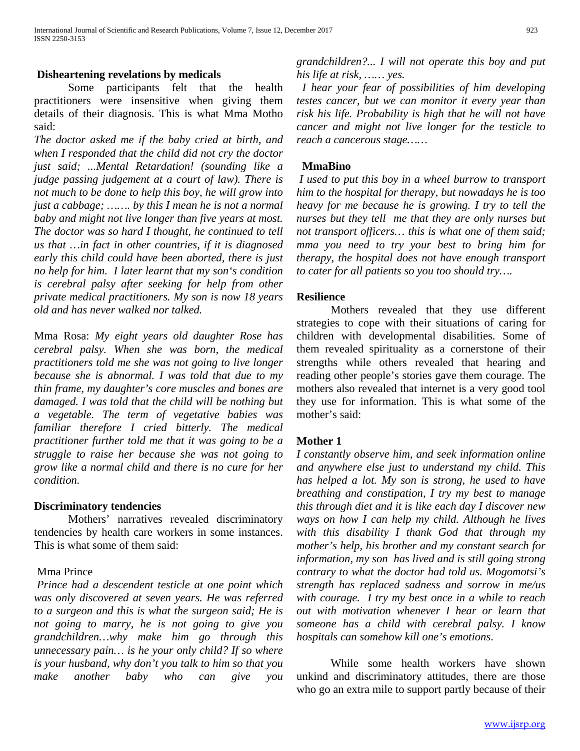### Disheartening revelations by medicals

Some participants felt that the health practitioners were insensitive when giving them details of their diagnosis. This is what Mma Motho said:

*The doctor asked me if the baby cried at birth, and when I responded that the child did not cry the doctor just said; ...Mental Retardation! (sounding like a judge passing judgement at a court of law). There is not much to be done to help this boy, he will grow into just a cabbage; ……. by this I mean he is not a normal baby and might not live longer than five years at most. The doctor was so hard I thought, he continued to tell us that …in fact in other countries, if it is diagnosed early this child could have been aborted, there is just no help for him. I later learnt that my son's condition is cerebral palsy after seeking for help from other private medical practitioners. My son is now 18 years old and has never walked nor talked.*

Mma Rosa: *My eight years old daughter Rose has cerebral palsy. When she was born, the medical practitioners told me she was not going to live longer because she is abnormal. I was told that due to my thin frame, my daughter's core muscles and bones are damaged. I was told that the child will be nothing but a vegetable. The term of vegetative babies was familiar therefore I cried bitterly. The medical practitioner further told me that it was going to be a struggle to raise her because she was not going to grow like a normal child and there is no cure for her condition.*

### Discriminatory tendencies

Mothers' narratives revealed discriminatory tendencies by health care workers in some instances. This is what some of them said:

Mma Prince

*Prince had a descendent testicle at one point which was only discovered at seven years. He was referred to a surgeon and this is what the surgeon said; He is not going to marry, he is not going to give you grandchildren…why make him go through this unnecessary pain… is he your only child? If so where is your husband, why don't you talk to him so that you make another baby who can give you grandchildren?... I will not operate this boy and put his life at risk, …… yes.*

*I hear your fear of possibilities of him developing testes cancer, but we can monitor it every year than risk his life. Probability is high that he will not have cancer and might not live longer for the testicle to reach a cancerous stage……*

**MmaBino**

*I used to put this boy in a wheel burrow to transport him to the hospital for therapy, but nowadays he is too heavy for me because he is growing. I try to tell the nurses but they tell me that they are only nurses but not transport officers… this is what one of them said; mma you need to try your best to bring him for therapy, the hospital does not have enough transport to cater for all patients so you too should try….*

### Resilience

Mothers revealed that they use different strategies to cope with their situations of caring for children with developmental disabilities. Some of them revealed spirituality as a cornerstone of their strengths while others revealed that hearing and reading other people's stories gave them courage. The mothers also revealed that internet is a very good tool they use for information. This is what some of the mother's said:

**Mother 1**

*I constantly observe him, and seek information online and anywhere else just to understand my child. This has helped a lot. My son is strong, he used to have breathing and constipation, I try my best to manage this through diet and it is like each day I discover new ways on how I can help my child. Although he lives with this disability I thank God that through my mother's help, his brother and my constant search for information, my son has lived and is still going strong contrary to what the doctor had told us. Mogomotsi's strength has replaced sadness and sorrow in me/us with courage. I try my best once in a while to reach out with motivation whenever I hear or learn that someone has a child with cerebral palsy. I know hospitals can somehow kill one's emotions.*

While some health workers have shown unkind and discriminatory attitudes, there are those who go an extra mile to support partly because of their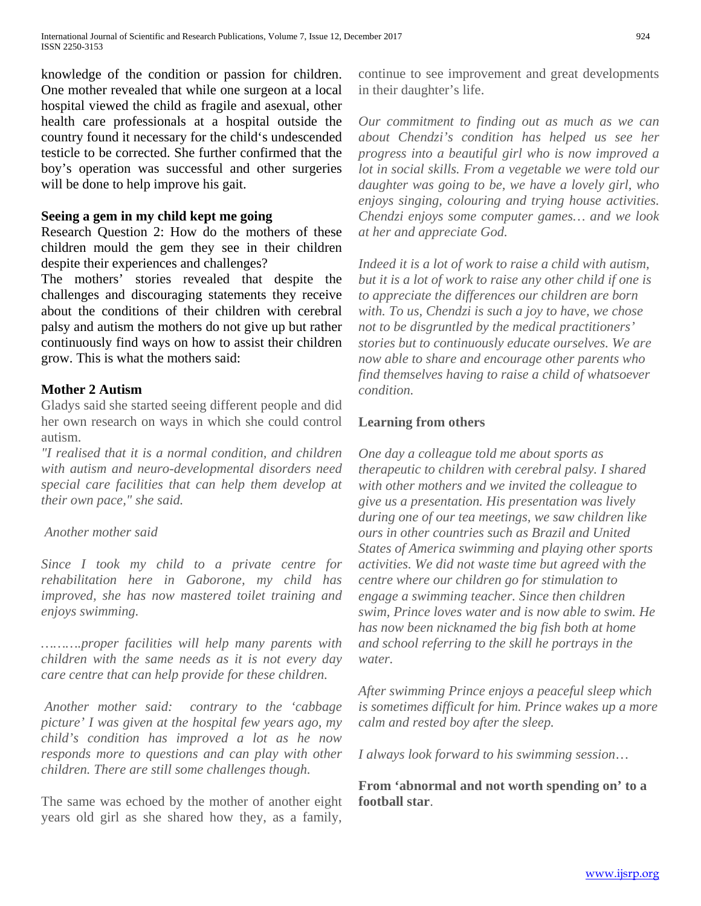knowledge of the condition or passion for children. One mother revealed that while one surgeon at a local hospital viewed the child as fragile and asexual, other health care professionals at a hospital outside the country found it necessary for the child's undescended testicle to be corrected. She further confirmed that the boy's operation was successful and other surgeries will be done to help improve his gait.

**Seeing a gem in my child kept me going**

Research Question 2: How do the mothers of these children mould the gem they see in their children despite their experiences and challenges?

The mothers' stories revealed that despite the challenges and discouraging statements they receive about the conditions of their children with cerebral palsy and autism the mothers do not give up but rather continuously find ways on how to assist their children grow. This is what the mothers said:

**Mother 2 Autism**

Gladys said she started seeing different people and did her own research on ways in which she could control autism.

*"I realised that it is a normal condition, and children with autism and neuro-developmental disorders need special care facilities that can help them develop at their own pace," she said.*

*Another mother said*

*Since I took my child to a private centre for rehabilitation here in Gaborone, my child has improved, she has now mastered toilet training and enjoys swimming.*

*……….proper facilities will help many parents with children with the same needs as it is not every day care centre that can help provide for these children.*

*Another mother said: contrary to the 'cabbage picture' I was given at the hospital few years ago, my child's condition has improved a lot as he now responds more to questions and can play with other children. There are still some challenges though.*

The same was echoed by the mother of another eight years old girl as she shared how they, as a family, continue to see improvement and great developments in their daughter's life.

*Our commitment to finding out as much as we can about Chendzi's condition has helped us see her progress into a beautiful girl who is now improved a lot in social skills. From a vegetable we were told our daughter was going to be, we have a lovely girl, who enjoys singing, colouring and trying house activities. Chendzi enjoys some computer games… and we look at her and appreciate God.*

*Indeed it is a lot of work to raise a child with autism, but it is a lot of work to raise any other child if one is to appreciate the differences our children are born with. To us, Chendzi is such a joy to have, we chose not to be disgruntled by the medical practitioners' stories but to continuously educate ourselves. We are now able to share and encourage other parents who find themselves having to raise a child of whatsoever condition.*

**Learning from others**

*One day a colleague told me about sports as therapeutic to children with cerebral palsy. I shared with other mothers and we invited the colleague to give us a presentation. His presentation was lively during one of our tea meetings, we saw children like ours in other countries such as Brazil and United States of America swimming and playing other sports activities. We did not waste time but agreed with the centre where our children go for stimulation to engage a swimming teacher. Since then children swim, Prince loves water and is now able to swim. He has now been nicknamed the big fish both at home and school referring to the skill he portrays in the water.*

*After swimming Prince enjoys a peaceful sleep which is sometimes difficult for him. Prince wakes up a more calm and rested boy after the sleep.*

*I always look forward to his swimming session…*

**From 'abnormal and not worth spending on' to a football star**.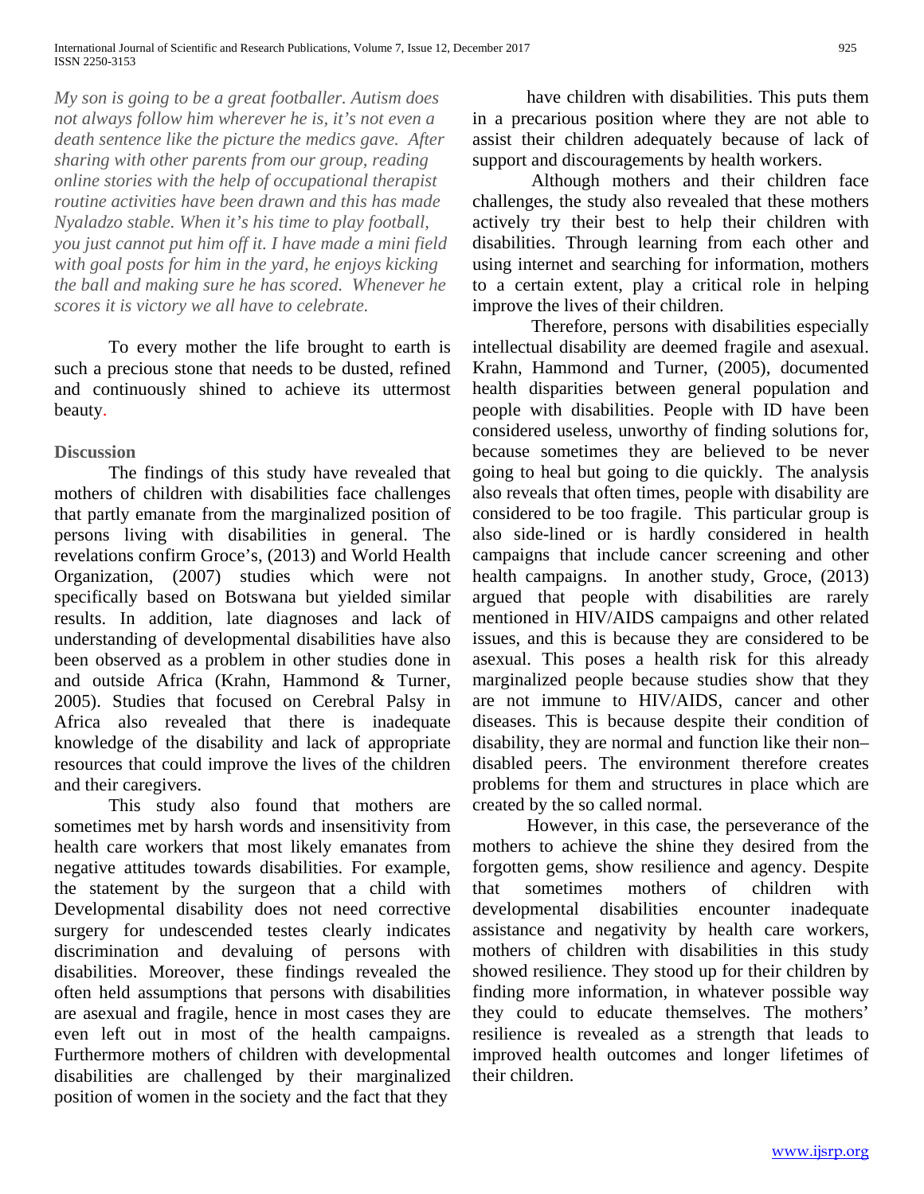*My son is going to be a great footballer. Autism does not always follow him wherever he is, it's not even a death sentence like the picture the medics gave. After sharing with other parents from our group, reading online stories with the help of occupational therapist routine activities have been drawn and this has made Nyaladzo stable. When it's his time to play football, you just cannot put him off it. I have made a mini field with goal posts for him in the yard, he enjoys kicking the ball and making sure he has scored. Whenever he scores it is victory we all have to celebrate.*

To every mother the life brought to earth is such a precious stone that needs to be dusted, refined and continuously shined to achieve its uttermost beauty.

## Discussion

The findings of this study have revealed that mothers of children with disabilities face challenges that partly emanate from the marginalized position of persons living with disabilities in general. The revelations confirm Groce's, (2013) and World Health Organization, (2007) studies which were not specifically based on Botswana but yielded similar results. In addition, late diagnoses and lack of understanding of developmental disabilities have also been observed as a problem in other studies done in and outside Africa (Krahn, Hammond & Turner, 2005). Studies that focused on Cerebral Palsy in Africa also revealed that there is inadequate knowledge of the disability and lack of appropriate resources that could improve the lives of the children and their caregivers.

This study also found that mothers are sometimes met by harsh words and insensitivity from health care workers that most likely emanates from negative attitudes towards disabilities. For example, the statement by the surgeon that a child with Developmental disability does not need corrective surgery for undescended testes clearly indicates discrimination and devaluing of persons with disabilities. Moreover, these findings revealed the often held assumptions that persons with disabilities are asexual and fragile, hence in most cases they are even left out in most of the health campaigns. Furthermore mothers of children with developmental disabilities are challenged by their marginalized position of women in the society and the fact that they have children with disabilities. This puts them in a precarious position where they are not able to assist their children adequately because of lack of support and discouragements by health workers.

Although mothers and their children face challenges, the study also revealed that these mothers actively try their best to help their children with disabilities. Through learning from each other and using internet and searching for information, mothers to a certain extent, play a critical role in helping improve the lives of their children.

Therefore, persons with disabilities especially intellectual disability are deemed fragile and asexual. Krahn, Hammond and Turner, (2005), documented health disparities between general population and people with disabilities. People with ID have been considered useless, unworthy of finding solutions for, because sometimes they are believed to be never going to heal but going to die quickly. The analysis also reveals that often times, people with disability are considered to be too fragile. This particular group is also side-lined or is hardly considered in health campaigns that include cancer screening and other health campaigns. In another study, Groce, (2013) argued that people with disabilities are rarely mentioned in HIV/AIDS campaigns and other related issues, and this is because they are considered to be asexual. This poses a health risk for this already marginalized people because studies show that they are not immune to HIV/AIDS, cancer and other diseases. This is because despite their condition of disability, they are normal and function like their non–disabled peers. The environment therefore creates problems for them and structures in place which are created by the so called normal.

However, in this case, the perseverance of the mothers to achieve the shine they desired from the forgotten gems, show resilience and agency. Despite that sometimes mothers of children with developmental disabilities encounter inadequate assistance and negativity by health care workers, mothers of children with disabilities in this study showed resilience. They stood up for their children by finding more information, in whatever possible way they could to educate themselves. The mothers' resilience is revealed as a strength that leads to improved health outcomes and longer lifetimes of their children.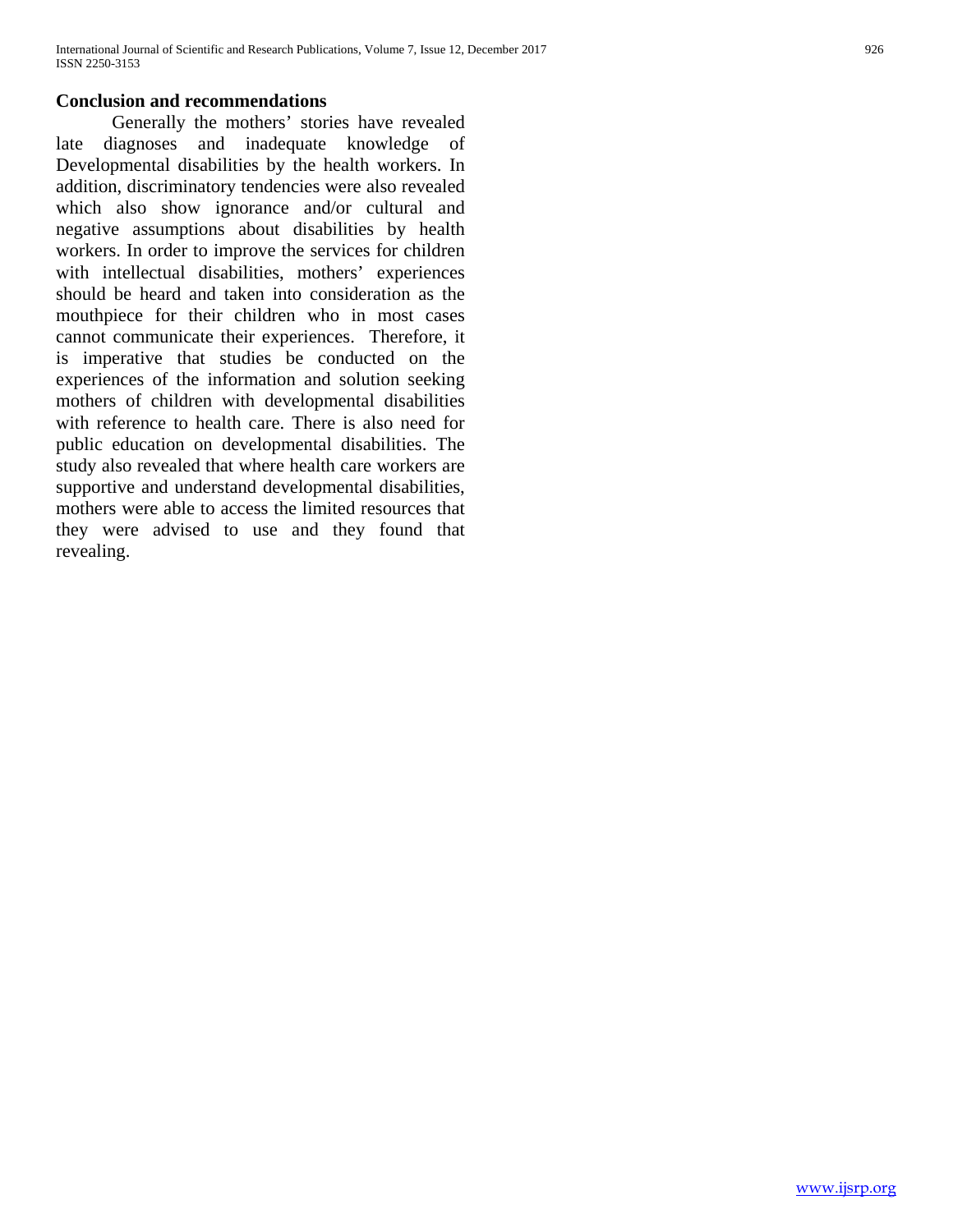## Conclusion and recommendations

Generally the mothers' stories have revealed late diagnoses and inadequate knowledge of Developmental disabilities by the health workers. In addition, discriminatory tendencies were also revealed which also show ignorance and/or cultural and negative assumptions about disabilities by health workers. In order to improve the services for children with intellectual disabilities, mothers' experiences should be heard and taken into consideration as the mouthpiece for their children who in most cases cannot communicate their experiences. Therefore, it is imperative that studies be conducted on the experiences of the information and solution seeking mothers of children with developmental disabilities with reference to health care. There is also need for public education on developmental disabilities. The study also revealed that where health care workers are supportive and understand developmental disabilities, mothers were able to access the limited resources that they were advised to use and they found that revealing.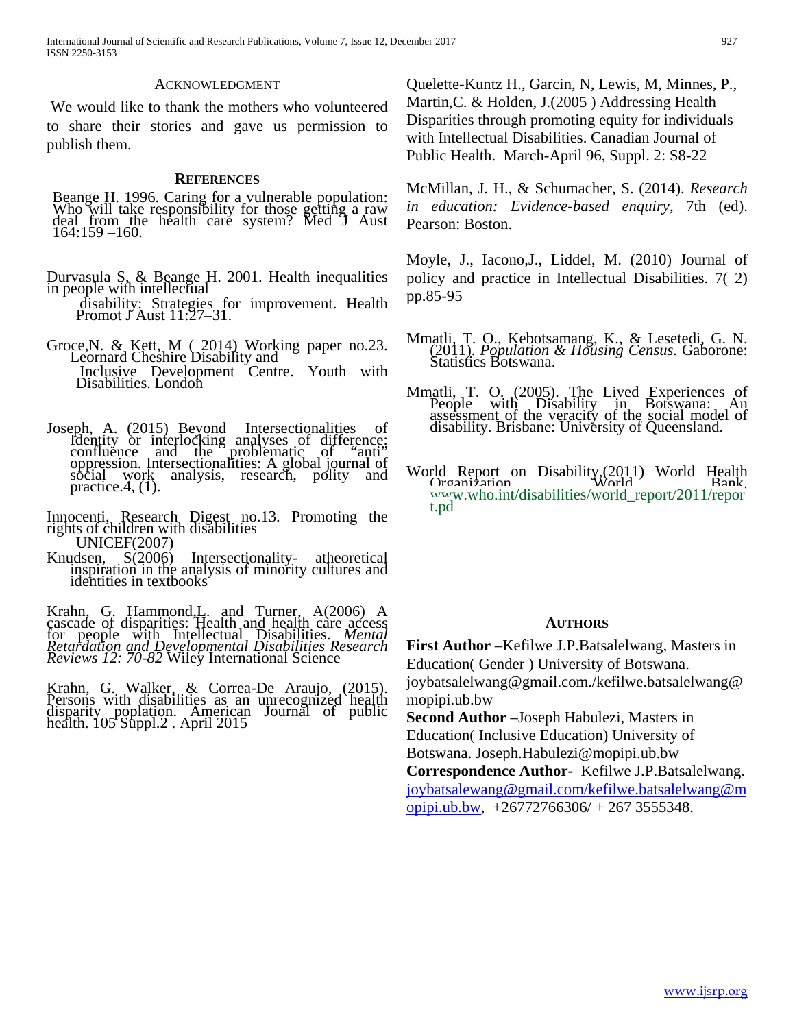## ACKNOWLEDGMENT

We would like to thank the mothers who volunteered to share their stories and gave us permission to publish them.

## REFERENCES

Beange H. 1996. Caring for a vulnerable population: Who will take responsibility for those getting a raw deal from the health care system? Med J Aust 164:159 –160.

Durvasula S, & Beange H. 2001. Health inequalities in people with intellectual disability: Strategies for improvement. Health Promot J Aust 11:27–31.

Groce,N. & Kett, M ( 2014) Working paper no.23. Leornard Cheshire Disability and Inclusive Development Centre. Youth with Disabilities. London

Joseph, A. (2015) Beyond Intersectionalities of Identity or interlocking analyses of difference: confluence and the problematic of "anti" oppression. Intersectionalities: A global journal of social work analysis, research, polity and practice.4, (1).

Innocenti, Research Digest no.13. Promoting the rights of children with disabilities UNICEF(2007)

Knudsen, S(2006) Intersectionality- atheoretical inspiration in the analysis of minority cultures and identities in textbooks

Krahn, G, Hammond,L. and Turner, A(2006) A cascade of disparities: Health and health care access for people with Intellectual Disabilities. *Mental Retardation and Developmental Disabilities Research Reviews 12: 70-82* Wiley International Science

Krahn, G. Walker, & Correa-De Araujo, (2015). Persons with disabilities as an unrecognized health disparity poplation. American Journal of public health. 105 Suppl.2 . April 2015

Quelette-Kuntz H., Garcin, N, Lewis, M, Minnes, P., Martin,C. & Holden, J.(2005 ) Addressing Health Disparities through promoting equity for individuals with Intellectual Disabilities. Canadian Journal of Public Health. March-April 96, Suppl. 2: S8-22

McMillan, J. H., & Schumacher, S. (2014). *Research in education: Evidence-based enquiry*, 7th (ed). Pearson: Boston.

Moyle, J., Iacono,J., Liddel, M. (2010) Journal of policy and practice in Intellectual Disabilities. 7( 2) pp.85-95

Mmatli, T. O., Kebotsamang, K., & Lesetedi, G. N. (2011). *Population & Housing Census.* Gaborone: Statistics Botswana.

Mmatli, T. O. (2005). The Lived Experiences of People with Disability in Botswana: An assessment of the veracity of the social model of disability. Brisbane: University of Queensland.

World Report on Disability,(2011) World Health Organization World Bank. www.who.int/disabilities/world_report/2011/report.pd

## AUTHORS

**First Author** –Kefilwe J.P.Batsalelwang, Masters in Education( Gender ) University of Botswana. joybatsalelwang@gmail.com./kefilwe.batsalelwang@mopipi.ub.bw

**Second Author** –Joseph Habulezi, Masters in Education( Inclusive Education) University of Botswana. Joseph.Habulezi@mopipi.ub.bw

**Correspondence Author-** Kefilwe J.P.Batsalelwang. joybatsalewang@gmail.com/kefilwe.batsalelwang@mopipi.ub.bw, +26772766306/ + 267 3555348.